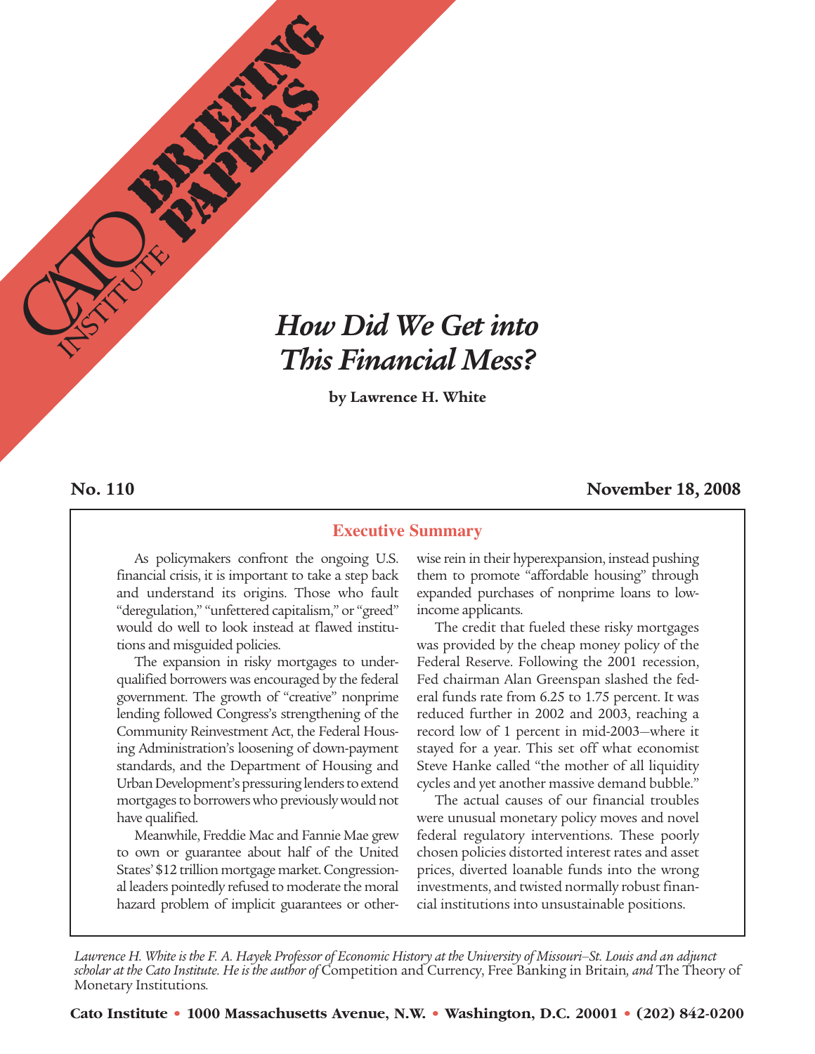# How Did We Get into This Financial Mess?

**by Lawrence H. White**

**No. 110** **November 18, 2008**

## Executive Summary

As policymakers confront the ongoing U.S. financial crisis, it is important to take a step back and understand its origins. Those who fault "deregulation," "unfettered capitalism," or "greed" would do well to look instead at flawed institutions and misguided policies.

The expansion in risky mortgages to underqualified borrowers was encouraged by the federal government. The growth of "creative" nonprime lending followed Congress's strengthening of the Community Reinvestment Act, the Federal Housing Administration's loosening of down-payment standards, and the Department of Housing and Urban Development's pressuring lenders to extend mortgages to borrowers who previously would not have qualified.

Meanwhile, Freddie Mac and Fannie Mae grew to own or guarantee about half of the United States' $12 trillion mortgage market. Congressional leaders pointedly refused to moderate the moral hazard problem of implicit guarantees or otherwise rein in their hyperexpansion, instead pushing them to promote "affordable housing" through expanded purchases of nonprime loans to low-income applicants.

The credit that fueled these risky mortgages was provided by the cheap money policy of the Federal Reserve. Following the 2001 recession, Fed chairman Alan Greenspan slashed the federal funds rate from 6.25 to 1.75 percent. It was reduced further in 2002 and 2003, reaching a record low of 1 percent in mid-2003—where it stayed for a year. This set off what economist Steve Hanke called "the mother of all liquidity cycles and yet another massive demand bubble."

The actual causes of our financial troubles were unusual monetary policy moves and novel federal regulatory interventions. These poorly chosen policies distorted interest rates and asset prices, diverted loanable funds into the wrong investments, and twisted normally robust financial institutions into unsustainable positions.

*Lawrence H. White is the F. A. Hayek Professor of Economic History at the University of Missouri–St. Louis and an adjunct scholar at the Cato Institute. He is the author of* Competition and Currency, Free Banking in Britain*, and* The Theory of Monetary Institutions.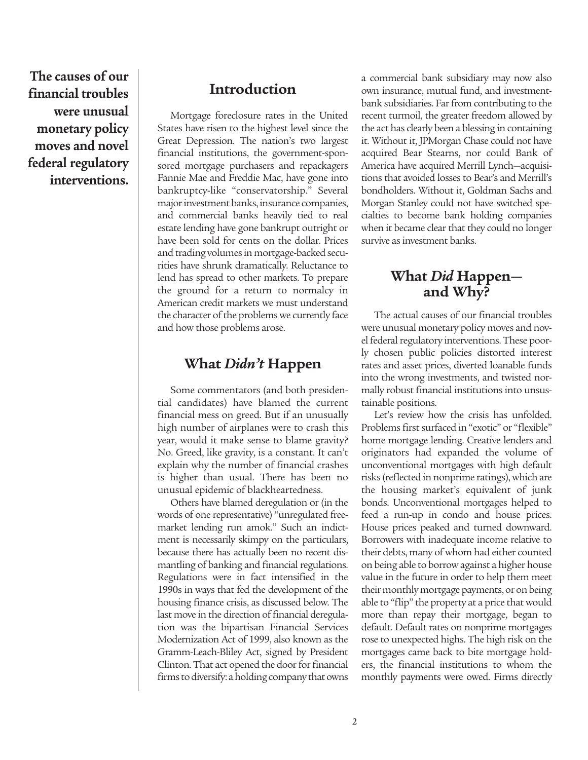**The causes of our financial troubles were unusual monetary policy moves and novel federal regulatory interventions.**

## Introduction

Mortgage foreclosure rates in the United States have risen to the highest level since the Great Depression. The nation's two largest financial institutions, the government-sponsored mortgage purchasers and repackagers Fannie Mae and Freddie Mac, have gone into bankruptcy-like "conservatorship." Several major investment banks, insurance companies, and commercial banks heavily tied to real estate lending have gone bankrupt outright or have been sold for cents on the dollar. Prices and trading volumes in mortgage-backed securities have shrunk dramatically. Reluctance to lend has spread to other markets. To prepare the ground for a return to normalcy in American credit markets we must understand the character of the problems we currently face and how those problems arose.

## What *Didn't* Happen

Some commentators (and both presidential candidates) have blamed the current financial mess on greed. But if an unusually high number of airplanes were to crash this year, would it make sense to blame gravity? No. Greed, like gravity, is a constant. It can't explain why the number of financial crashes is higher than usual. There has been no unusual epidemic of blackheartedness.

Others have blamed deregulation or (in the words of one representative) "unregulated free-market lending run amok." Such an indictment is necessarily skimpy on the particulars, because there has actually been no recent dismantling of banking and financial regulations. Regulations were in fact intensified in the 1990s in ways that fed the development of the housing finance crisis, as discussed below. The last move in the direction of financial deregulation was the bipartisan Financial Services Modernization Act of 1999, also known as the Gramm-Leach-Bliley Act, signed by President Clinton. That act opened the door for financial firms to diversify: a holding company that owns a commercial bank subsidiary may now also own insurance, mutual fund, and investment-bank subsidiaries. Far from contributing to the recent turmoil, the greater freedom allowed by the act has clearly been a blessing in containing it. Without it, JPMorgan Chase could not have acquired Bear Stearns, nor could Bank of America have acquired Merrill Lynch—acquisitions that avoided losses to Bear's and Merrill's bondholders. Without it, Goldman Sachs and Morgan Stanley could not have switched specialties to become bank holding companies when it became clear that they could no longer survive as investment banks.

## What *Did* Happen—and Why?

The actual causes of our financial troubles were unusual monetary policy moves and novel federal regulatory interventions. These poorly chosen public policies distorted interest rates and asset prices, diverted loanable funds into the wrong investments, and twisted normally robust financial institutions into unsustainable positions.

Let's review how the crisis has unfolded. Problems first surfaced in "exotic" or "flexible" home mortgage lending. Creative lenders and originators had expanded the volume of unconventional mortgages with high default risks (reflected in nonprime ratings), which are the housing market's equivalent of junk bonds. Unconventional mortgages helped to feed a run-up in condo and house prices. House prices peaked and turned downward. Borrowers with inadequate income relative to their debts, many of whom had either counted on being able to borrow against a higher house value in the future in order to help them meet their monthly mortgage payments, or on being able to "flip" the property at a price that would more than repay their mortgage, began to default. Default rates on nonprime mortgages rose to unexpected highs. The high risk on the mortgages came back to bite mortgage holders, the financial institutions to whom the monthly payments were owed. Firms directly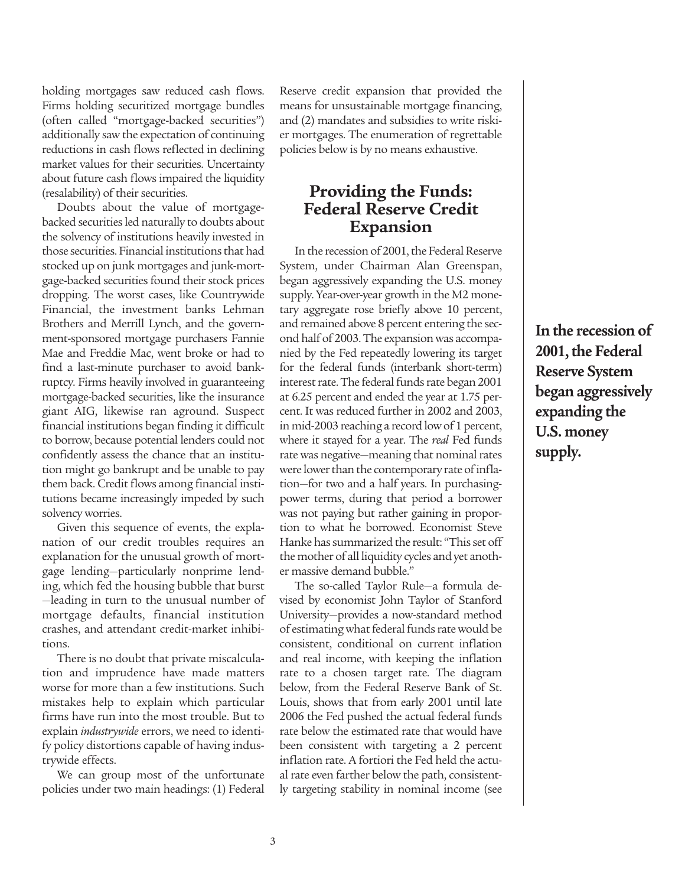holding mortgages saw reduced cash flows. Firms holding securitized mortgage bundles (often called "mortgage-backed securities") additionally saw the expectation of continuing reductions in cash flows reflected in declining market values for their securities. Uncertainty about future cash flows impaired the liquidity (resalability) of their securities.

Doubts about the value of mortgage-backed securities led naturally to doubts about the solvency of institutions heavily invested in those securities. Financial institutions that had stocked up on junk mortgages and junk-mortgage-backed securities found their stock prices dropping. The worst cases, like Countrywide Financial, the investment banks Lehman Brothers and Merrill Lynch, and the government-sponsored mortgage purchasers Fannie Mae and Freddie Mac, went broke or had to find a last-minute purchaser to avoid bankruptcy. Firms heavily involved in guaranteeing mortgage-backed securities, like the insurance giant AIG, likewise ran aground. Suspect financial institutions began finding it difficult to borrow, because potential lenders could not confidently assess the chance that an institution might go bankrupt and be unable to pay them back. Credit flows among financial institutions became increasingly impeded by such solvency worries.

Given this sequence of events, the explanation of our credit troubles requires an explanation for the unusual growth of mortgage lending—particularly nonprime lending, which fed the housing bubble that burst—leading in turn to the unusual number of mortgage defaults, financial institution crashes, and attendant credit-market inhibitions.

There is no doubt that private miscalculation and imprudence have made matters worse for more than a few institutions. Such mistakes help to explain which particular firms have run into the most trouble. But to explain *industrywide* errors, we need to identify policy distortions capable of having industrywide effects.

We can group most of the unfortunate policies under two main headings: (1) Federal Reserve credit expansion that provided the means for unsustainable mortgage financing, and (2) mandates and subsidies to write riskier mortgages. The enumeration of regrettable policies below is by no means exhaustive.

## Providing the Funds: Federal Reserve Credit Expansion

In the recession of 2001, the Federal Reserve System, under Chairman Alan Greenspan, began aggressively expanding the U.S. money supply. Year-over-year growth in the M2 monetary aggregate rose briefly above 10 percent, and remained above 8 percent entering the second half of 2003. The expansion was accompanied by the Fed repeatedly lowering its target for the federal funds (interbank short-term) interest rate. The federal funds rate began 2001 at 6.25 percent and ended the year at 1.75 percent. It was reduced further in 2002 and 2003, in mid-2003 reaching a record low of 1 percent, where it stayed for a year. The *real* Fed funds rate was negative—meaning that nominal rates were lower than the contemporary rate of inflation—for two and a half years. In purchasing-power terms, during that period a borrower was not paying but rather gaining in proportion to what he borrowed. Economist Steve Hanke has summarized the result: "This set off the mother of all liquidity cycles and yet another massive demand bubble."

**In the recession of 2001, the Federal Reserve System began aggressively expanding the U.S. money supply.**

The so-called Taylor Rule—a formula devised by economist John Taylor of Stanford University—provides a now-standard method of estimating what federal funds rate would be consistent, conditional on current inflation and real income, with keeping the inflation rate to a chosen target rate. The diagram below, from the Federal Reserve Bank of St. Louis, shows that from early 2001 until late 2006 the Fed pushed the actual federal funds rate below the estimated rate that would have been consistent with targeting a 2 percent inflation rate. A fortiori the Fed held the actual rate even farther below the path, consistently targeting stability in nominal income (see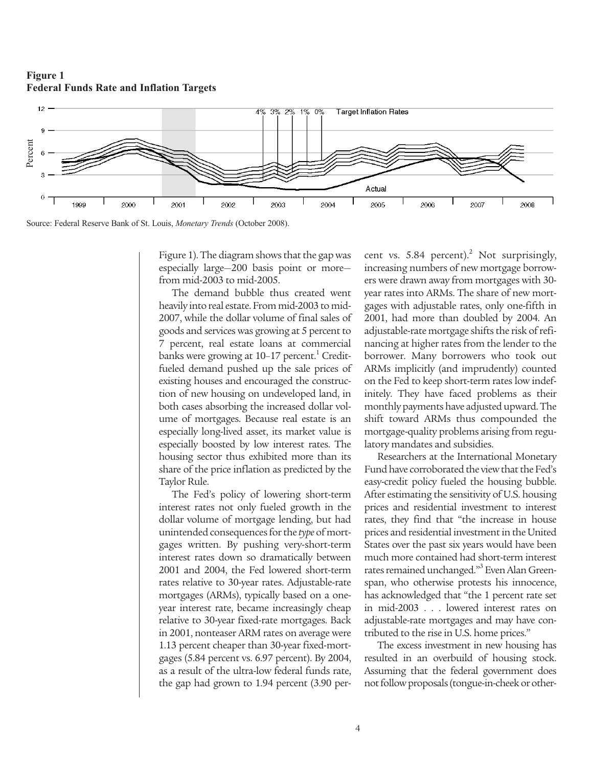**Figure 1**
**Federal Funds Rate and Inflation Targets**

Source: Federal Reserve Bank of St. Louis, *Monetary Trends* (October 2008).

Figure 1). The diagram shows that the gap was especially large—200 basis point or more—from mid-2003 to mid-2005.

The demand bubble thus created went heavily into real estate. From mid-2003 to mid-2007, while the dollar volume of final sales of goods and services was growing at 5 percent to 7 percent, real estate loans at commercial banks were growing at 10–17 percent.[1] Credit-fueled demand pushed up the sale prices of existing houses and encouraged the construction of new housing on undeveloped land, in both cases absorbing the increased dollar volume of mortgages. Because real estate is an especially long-lived asset, its market value is especially boosted by low interest rates. The housing sector thus exhibited more than its share of the price inflation as predicted by the Taylor Rule.

The Fed's policy of lowering short-term interest rates not only fueled growth in the dollar volume of mortgage lending, but had unintended consequences for the *type* of mortgages written. By pushing very-short-term interest rates down so dramatically between 2001 and 2004, the Fed lowered short-term rates relative to 30-year rates. Adjustable-rate mortgages (ARMs), typically based on a one-year interest rate, became increasingly cheap relative to 30-year fixed-rate mortgages. Back in 2001, nonteaser ARM rates on average were 1.13 percent cheaper than 30-year fixed-mortgages (5.84 percent vs. 6.97 percent). By 2004, as a result of the ultra-low federal funds rate, the gap had grown to 1.94 percent (3.90 percent vs. 5.84 percent).[2] Not surprisingly, increasing numbers of new mortgage borrowers were drawn away from mortgages with 30-year rates into ARMs. The share of new mortgages with adjustable rates, only one-fifth in 2001, had more than doubled by 2004. An adjustable-rate mortgage shifts the risk of refinancing at higher rates from the lender to the borrower. Many borrowers who took out ARMs implicitly (and imprudently) counted on the Fed to keep short-term rates low indefinitely. They have faced problems as their monthly payments have adjusted upward. The shift toward ARMs thus compounded the mortgage-quality problems arising from regulatory mandates and subsidies.

Researchers at the International Monetary Fund have corroborated the view that the Fed's easy-credit policy fueled the housing bubble. After estimating the sensitivity of U.S. housing prices and residential investment to interest rates, they find that "the increase in house prices and residential investment in the United States over the past six years would have been much more contained had short-term interest rates remained unchanged."[3] Even Alan Greenspan, who otherwise protests his innocence, has acknowledged that "the 1 percent rate set in mid-2003 . . . lowered interest rates on adjustable-rate mortgages and may have contributed to the rise in U.S. home prices."

The excess investment in new housing has resulted in an overbuild of housing stock. Assuming that the federal government does not follow proposals (tongue-in-cheek or other-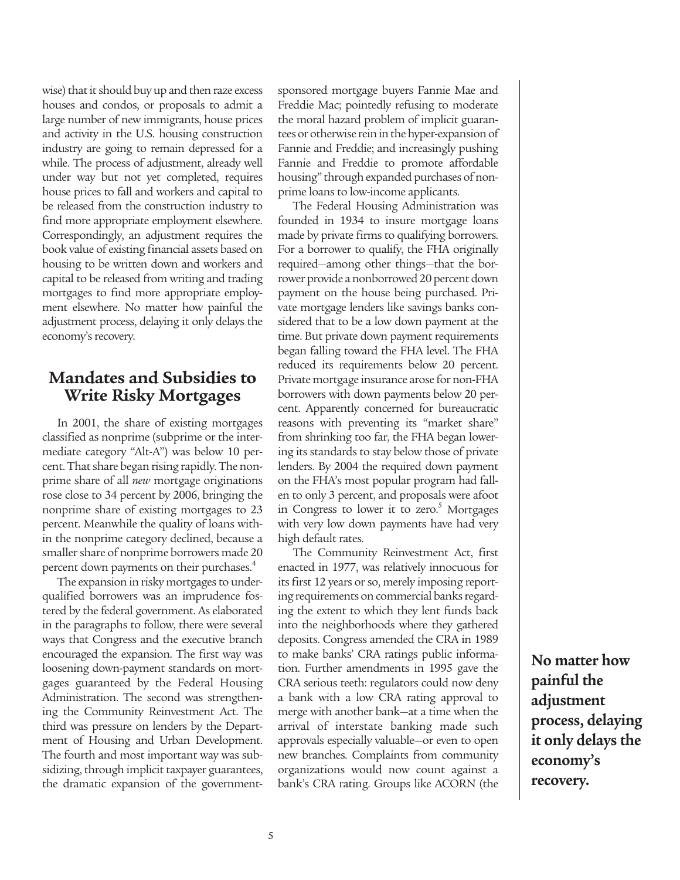wise) that it should buy up and then raze excess houses and condos, or proposals to admit a large number of new immigrants, house prices and activity in the U.S. housing construction industry are going to remain depressed for a while. The process of adjustment, already well under way but not yet completed, requires house prices to fall and workers and capital to be released from the construction industry to find more appropriate employment elsewhere. Correspondingly, an adjustment requires the book value of existing financial assets based on housing to be written down and workers and capital to be released from writing and trading mortgages to find more appropriate employment elsewhere. No matter how painful the adjustment process, delaying it only delays the economy's recovery.

## Mandates and Subsidies to Write Risky Mortgages

In 2001, the share of existing mortgages classified as nonprime (subprime or the intermediate category "Alt-A") was below 10 percent. That share began rising rapidly. The nonprime share of all *new* mortgage originations rose close to 34 percent by 2006, bringing the nonprime share of existing mortgages to 23 percent. Meanwhile the quality of loans within the nonprime category declined, because a smaller share of nonprime borrowers made 20 percent down payments on their purchases.[4]

The expansion in risky mortgages to underqualified borrowers was an imprudence fostered by the federal government. As elaborated in the paragraphs to follow, there were several ways that Congress and the executive branch encouraged the expansion. The first way was loosening down-payment standards on mortgages guaranteed by the Federal Housing Administration. The second was strengthening the Community Reinvestment Act. The third was pressure on lenders by the Department of Housing and Urban Development. The fourth and most important way was subsidizing, through implicit taxpayer guarantees, the dramatic expansion of the government-sponsored mortgage buyers Fannie Mae and Freddie Mac; pointedly refusing to moderate the moral hazard problem of implicit guarantees or otherwise rein in the hyper-expansion of Fannie and Freddie; and increasingly pushing Fannie and Freddie to promote affordable housing" through expanded purchases of nonprime loans to low-income applicants.

The Federal Housing Administration was founded in 1934 to insure mortgage loans made by private firms to qualifying borrowers. For a borrower to qualify, the FHA originally required—among other things—that the borrower provide a nonborrowed 20 percent down payment on the house being purchased. Private mortgage lenders like savings banks considered that to be a low down payment at the time. But private down payment requirements began falling toward the FHA level. The FHA reduced its requirements below 20 percent. Private mortgage insurance arose for non-FHA borrowers with down payments below 20 percent. Apparently concerned for bureaucratic reasons with preventing its "market share" from shrinking too far, the FHA began lowering its standards to stay below those of private lenders. By 2004 the required down payment on the FHA's most popular program had fallen to only 3 percent, and proposals were afoot in Congress to lower it to zero.[5] Mortgages with very low down payments have had very high default rates.

The Community Reinvestment Act, first enacted in 1977, was relatively innocuous for its first 12 years or so, merely imposing reporting requirements on commercial banks regarding the extent to which they lent funds back into the neighborhoods where they gathered deposits. Congress amended the CRA in 1989 to make banks' CRA ratings public information. Further amendments in 1995 gave the CRA serious teeth: regulators could now deny a bank with a low CRA rating approval to merge with another bank—at a time when the arrival of interstate banking made such approvals especially valuable—or even to open new branches. Complaints from community organizations would now count against a bank's CRA rating. Groups like ACORN (the

**No matter how painful the adjustment process, delaying it only delays the economy's recovery.**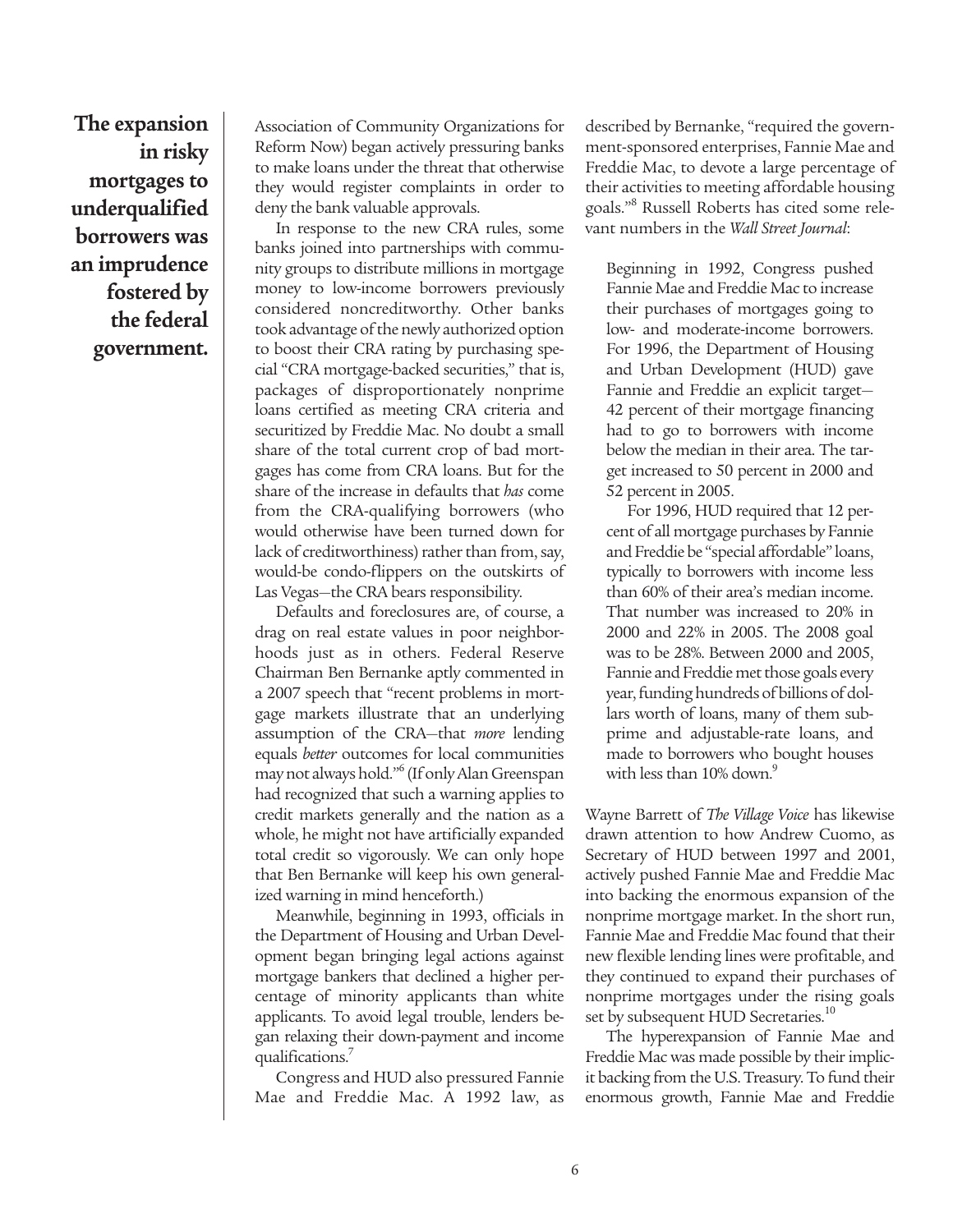**The expansion in risky mortgages to underqualified borrowers was an imprudence fostered by the federal government.**

Association of Community Organizations for Reform Now) began actively pressuring banks to make loans under the threat that otherwise they would register complaints in order to deny the bank valuable approvals.

In response to the new CRA rules, some banks joined into partnerships with community groups to distribute millions in mortgage money to low-income borrowers previously considered noncreditworthy. Other banks took advantage of the newly authorized option to boost their CRA rating by purchasing special "CRA mortgage-backed securities," that is, packages of disproportionately nonprime loans certified as meeting CRA criteria and securitized by Freddie Mac. No doubt a small share of the total current crop of bad mortgages has come from CRA loans. But for the share of the increase in defaults that *has* come from the CRA-qualifying borrowers (who would otherwise have been turned down for lack of creditworthiness) rather than from, say, would-be condo-flippers on the outskirts of Las Vegas—the CRA bears responsibility.

Defaults and foreclosures are, of course, a drag on real estate values in poor neighborhoods just as in others. Federal Reserve Chairman Ben Bernanke aptly commented in a 2007 speech that "recent problems in mortgage markets illustrate that an underlying assumption of the CRA—that *more* lending equals *better* outcomes for local communities may not always hold."[6] (If only Alan Greenspan had recognized that such a warning applies to credit markets generally and the nation as a whole, he might not have artificially expanded total credit so vigorously. We can only hope that Ben Bernanke will keep his own generalized warning in mind henceforth.)

Meanwhile, beginning in 1993, officials in the Department of Housing and Urban Development began bringing legal actions against mortgage bankers that declined a higher percentage of minority applicants than white applicants. To avoid legal trouble, lenders began relaxing their down-payment and income qualifications.[7]

Congress and HUD also pressured Fannie Mae and Freddie Mac. A 1992 law, as described by Bernanke, "required the government-sponsored enterprises, Fannie Mae and Freddie Mac, to devote a large percentage of their activities to meeting affordable housing goals."[8] Russell Roberts has cited some relevant numbers in the *Wall Street Journal*:

> Beginning in 1992, Congress pushed Fannie Mae and Freddie Mac to increase their purchases of mortgages going to low- and moderate-income borrowers. For 1996, the Department of Housing and Urban Development (HUD) gave Fannie and Freddie an explicit target—42 percent of their mortgage financing had to go to borrowers with income below the median in their area. The target increased to 50 percent in 2000 and 52 percent in 2005.
>
> For 1996, HUD required that 12 percent of all mortgage purchases by Fannie and Freddie be "special affordable" loans, typically to borrowers with income less than 60% of their area's median income. That number was increased to 20% in 2000 and 22% in 2005. The 2008 goal was to be 28%. Between 2000 and 2005, Fannie and Freddie met those goals every year, funding hundreds of billions of dollars worth of loans, many of them subprime and adjustable-rate loans, and made to borrowers who bought houses with less than 10% down.[9]

Wayne Barrett of *The Village Voice* has likewise drawn attention to how Andrew Cuomo, as Secretary of HUD between 1997 and 2001, actively pushed Fannie Mae and Freddie Mac into backing the enormous expansion of the nonprime mortgage market. In the short run, Fannie Mae and Freddie Mac found that their new flexible lending lines were profitable, and they continued to expand their purchases of nonprime mortgages under the rising goals set by subsequent HUD Secretaries.[10]

The hyperexpansion of Fannie Mae and Freddie Mac was made possible by their implicit backing from the U.S. Treasury. To fund their enormous growth, Fannie Mae and Freddie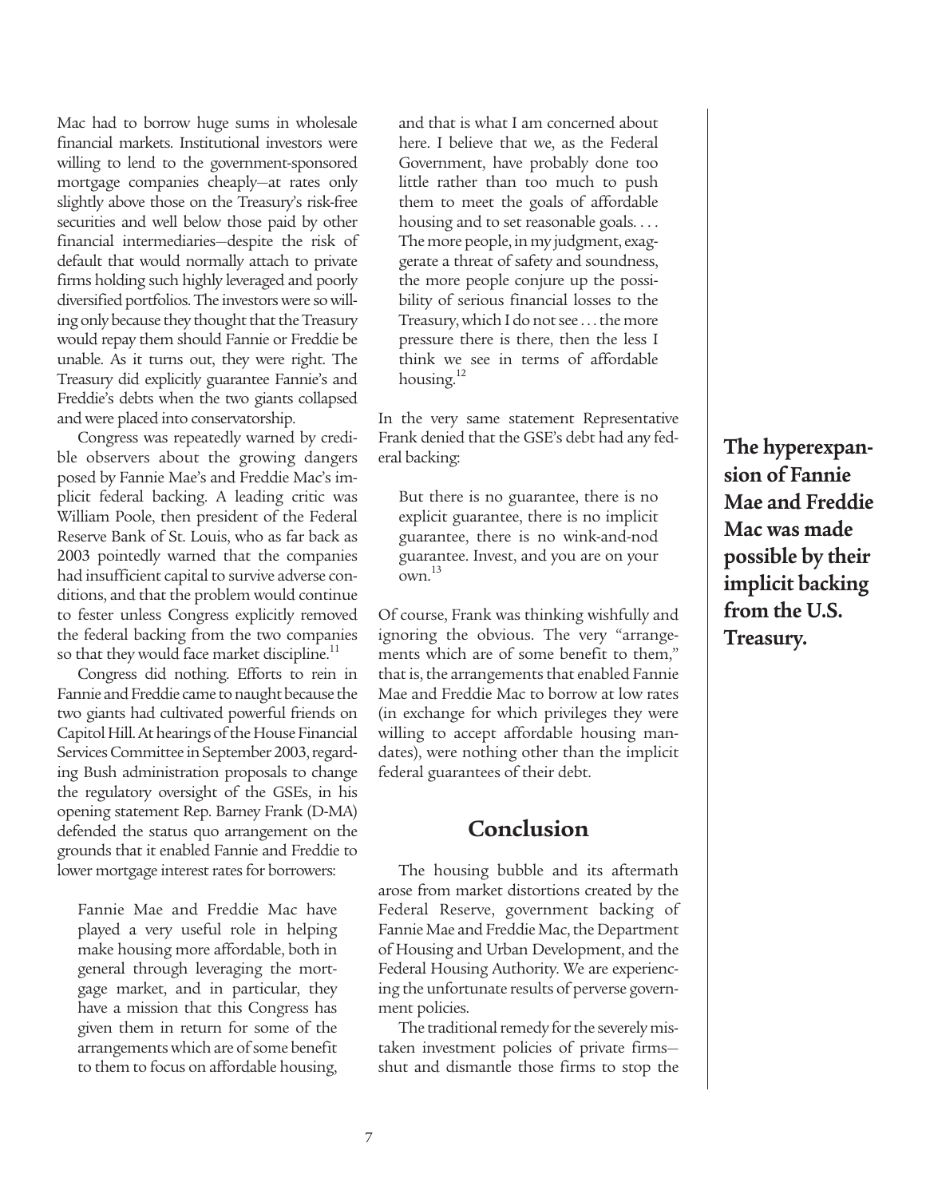Mac had to borrow huge sums in wholesale financial markets. Institutional investors were willing to lend to the government-sponsored mortgage companies cheaply—at rates only slightly above those on the Treasury's risk-free securities and well below those paid by other financial intermediaries—despite the risk of default that would normally attach to private firms holding such highly leveraged and poorly diversified portfolios. The investors were so willing only because they thought that the Treasury would repay them should Fannie or Freddie be unable. As it turns out, they were right. The Treasury did explicitly guarantee Fannie's and Freddie's debts when the two giants collapsed and were placed into conservatorship.

Congress was repeatedly warned by credible observers about the growing dangers posed by Fannie Mae's and Freddie Mac's implicit federal backing. A leading critic was William Poole, then president of the Federal Reserve Bank of St. Louis, who as far back as 2003 pointedly warned that the companies had insufficient capital to survive adverse conditions, and that the problem would continue to fester unless Congress explicitly removed the federal backing from the two companies so that they would face market discipline.[11]

Congress did nothing. Efforts to rein in Fannie and Freddie came to naught because the two giants had cultivated powerful friends on Capitol Hill. At hearings of the House Financial Services Committee in September 2003, regarding Bush administration proposals to change the regulatory oversight of the GSEs, in his opening statement Rep. Barney Frank (D-MA) defended the status quo arrangement on the grounds that it enabled Fannie and Freddie to lower mortgage interest rates for borrowers:

> Fannie Mae and Freddie Mac have played a very useful role in helping make housing more affordable, both in general through leveraging the mortgage market, and in particular, they have a mission that this Congress has given them in return for some of the arrangements which are of some benefit to them to focus on affordable housing, and that is what I am concerned about here. I believe that we, as the Federal Government, have probably done too little rather than too much to push them to meet the goals of affordable housing and to set reasonable goals. . . . The more people, in my judgment, exaggerate a threat of safety and soundness, the more people conjure up the possibility of serious financial losses to the Treasury, which I do not see . . . the more pressure there is there, then the less I think we see in terms of affordable housing.[12]

In the very same statement Representative Frank denied that the GSE's debt had any federal backing:

> But there is no guarantee, there is no explicit guarantee, there is no implicit guarantee, there is no wink-and-nod guarantee. Invest, and you are on your own.[13]

Of course, Frank was thinking wishfully and ignoring the obvious. The very "arrangements which are of some benefit to them," that is, the arrangements that enabled Fannie Mae and Freddie Mac to borrow at low rates (in exchange for which privileges they were willing to accept affordable housing mandates), were nothing other than the implicit federal guarantees of their debt.

**The hyperexpansion of Fannie Mae and Freddie Mac was made possible by their implicit backing from the U.S. Treasury.**

## Conclusion

The housing bubble and its aftermath arose from market distortions created by the Federal Reserve, government backing of Fannie Mae and Freddie Mac, the Department of Housing and Urban Development, and the Federal Housing Authority. We are experiencing the unfortunate results of perverse government policies.

The traditional remedy for the severely mistaken investment policies of private firms—shut and dismantle those firms to stop the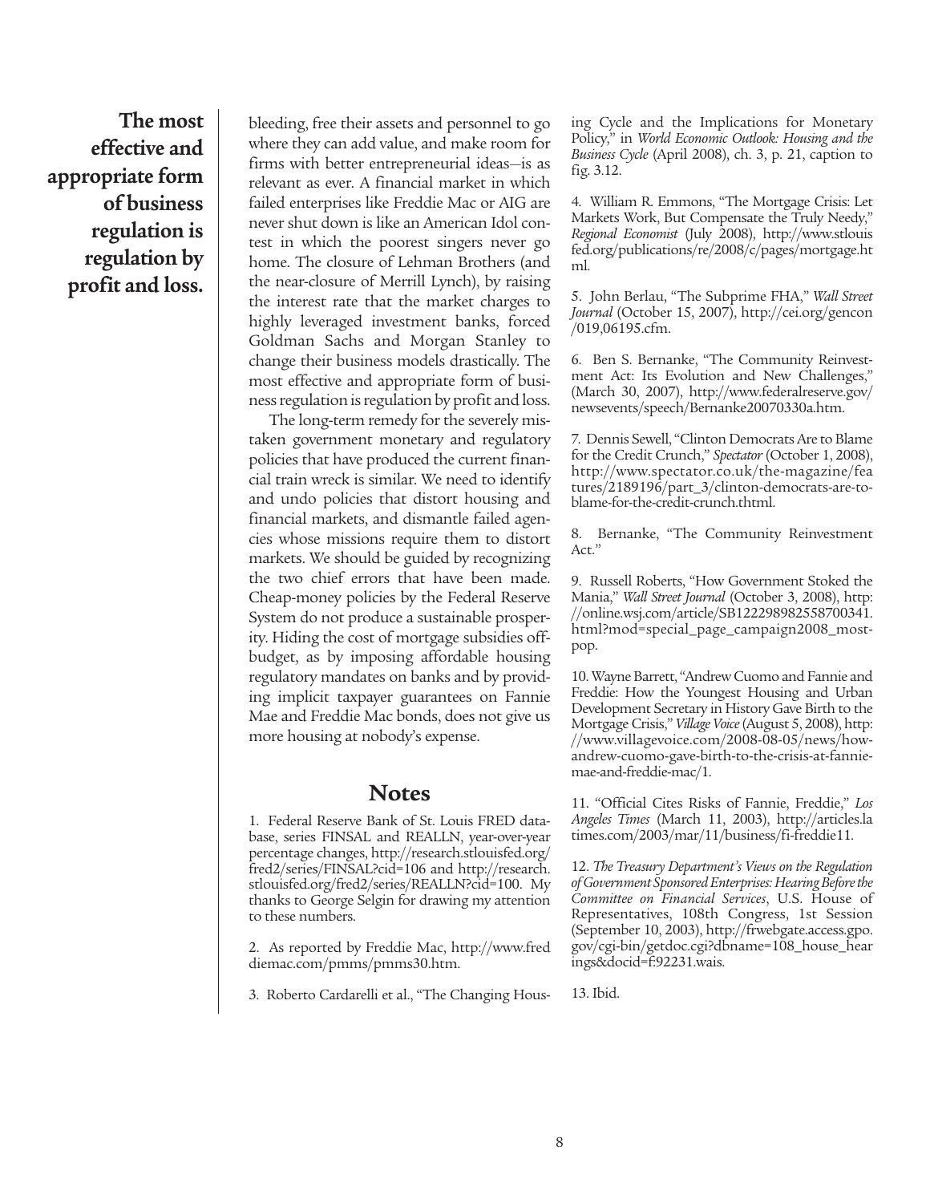**The most effective and appropriate form of business regulation is regulation by profit and loss.**

bleeding, free their assets and personnel to go where they can add value, and make room for firms with better entrepreneurial ideas—is as relevant as ever. A financial market in which failed enterprises like Freddie Mac or AIG are never shut down is like an American Idol contest in which the poorest singers never go home. The closure of Lehman Brothers (and the near-closure of Merrill Lynch), by raising the interest rate that the market charges to highly leveraged investment banks, forced Goldman Sachs and Morgan Stanley to change their business models drastically. The most effective and appropriate form of business regulation is regulation by profit and loss.

The long-term remedy for the severely mistaken government monetary and regulatory policies that have produced the current financial train wreck is similar. We need to identify and undo policies that distort housing and financial markets, and dismantle failed agencies whose missions require them to distort markets. We should be guided by recognizing the two chief errors that have been made. Cheap-money policies by the Federal Reserve System do not produce a sustainable prosperity. Hiding the cost of mortgage subsidies off-budget, as by imposing affordable housing regulatory mandates on banks and by providing implicit taxpayer guarantees on Fannie Mae and Freddie Mac bonds, does not give us more housing at nobody's expense.

## Notes

1. Federal Reserve Bank of St. Louis FRED database, series FINSAL and REALLN, year-over-year percentage changes, http://research.stlouisfed.org/fred2/series/FINSAL?cid=106 and http://research.stlouisfed.org/fred2/series/REALLN?cid=100. My thanks to George Selgin for drawing my attention to these numbers.

2. As reported by Freddie Mac, http://www.freddiemac.com/pmms/pmms30.htm.

3. Roberto Cardarelli et al., "The Changing Housing Cycle and the Implications for Monetary Policy," in *World Economic Outlook: Housing and the Business Cycle* (April 2008), ch. 3, p. 21, caption to fig. 3.12.

4. William R. Emmons, "The Mortgage Crisis: Let Markets Work, But Compensate the Truly Needy," *Regional Economist* (July 2008), http://www.stlouisfed.org/publications/re/2008/c/pages/mortgage.html.

5. John Berlau, "The Subprime FHA," *Wall Street Journal* (October 15, 2007), http://cei.org/gencon/019,06195.cfm.

6. Ben S. Bernanke, "The Community Reinvestment Act: Its Evolution and New Challenges," (March 30, 2007), http://www.federalreserve.gov/newsevents/speech/Bernanke20070330a.htm.

7. Dennis Sewell, "Clinton Democrats Are to Blame for the Credit Crunch," *Spectator* (October 1, 2008), http://www.spectator.co.uk/the-magazine/features/2189196/part_3/clinton-democrats-are-to-blame-for-the-credit-crunch.thtml.

8. Bernanke, "The Community Reinvestment Act."

9. Russell Roberts, "How Government Stoked the Mania," *Wall Street Journal* (October 3, 2008), http://online.wsj.com/article/SB122298982558700341.html?mod=special_page_campaign2008_mostpop.

10. Wayne Barrett, "Andrew Cuomo and Fannie and Freddie: How the Youngest Housing and Urban Development Secretary in History Gave Birth to the Mortgage Crisis," *Village Voice* (August 5, 2008), http://www.villagevoice.com/2008-08-05/news/how-andrew-cuomo-gave-birth-to-the-crisis-at-fannie-mae-and-freddie-mac/1.

11. "Official Cites Risks of Fannie, Freddie," *Los Angeles Times* (March 11, 2003), http://articles.latimes.com/2003/mar/11/business/fi-freddie11.

12. *The Treasury Department's Views on the Regulation of Government Sponsored Enterprises: Hearing Before the Committee on Financial Services*, U.S. House of Representatives, 108th Congress, 1st Session (September 10, 2003), http://frwebgate.access.gpo.gov/cgi-bin/getdoc.cgi?dbname=108_house_hearings&docid=f:92231.wais.

13. Ibid.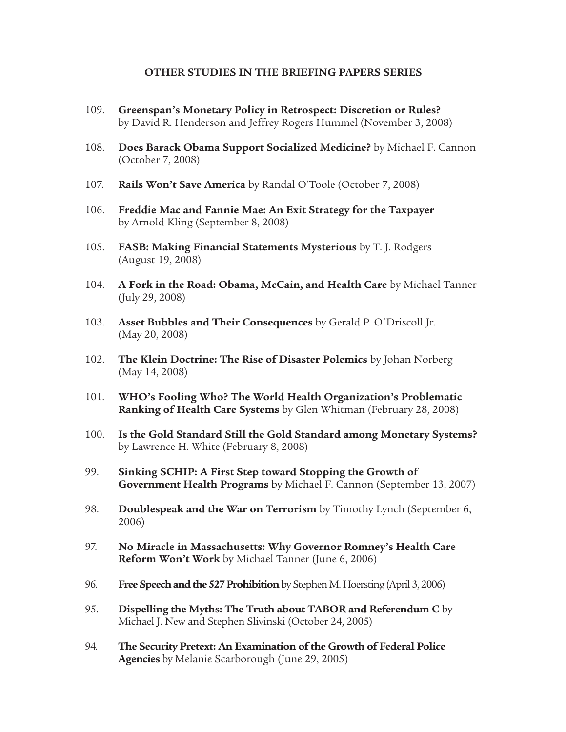## OTHER STUDIES IN THE BRIEFING PAPERS SERIES

109. **Greenspan's Monetary Policy in Retrospect: Discretion or Rules?** by David R. Henderson and Jeffrey Rogers Hummel (November 3, 2008)

108. **Does Barack Obama Support Socialized Medicine?** by Michael F. Cannon (October 7, 2008)

107. **Rails Won't Save America** by Randal O'Toole (October 7, 2008)

106. **Freddie Mac and Fannie Mae: An Exit Strategy for the Taxpayer** by Arnold Kling (September 8, 2008)

105. **FASB: Making Financial Statements Mysterious** by T. J. Rodgers (August 19, 2008)

104. **A Fork in the Road: Obama, McCain, and Health Care** by Michael Tanner (July 29, 2008)

103. **Asset Bubbles and Their Consequences** by Gerald P. O'Driscoll Jr. (May 20, 2008)

102. **The Klein Doctrine: The Rise of Disaster Polemics** by Johan Norberg (May 14, 2008)

101. **WHO's Fooling Who? The World Health Organization's Problematic Ranking of Health Care Systems** by Glen Whitman (February 28, 2008)

100. **Is the Gold Standard Still the Gold Standard among Monetary Systems?** by Lawrence H. White (February 8, 2008)

99. **Sinking SCHIP: A First Step toward Stopping the Growth of Government Health Programs** by Michael F. Cannon (September 13, 2007)

98. **Doublespeak and the War on Terrorism** by Timothy Lynch (September 6, 2006)

97. **No Miracle in Massachusetts: Why Governor Romney's Health Care Reform Won't Work** by Michael Tanner (June 6, 2006)

96. **Free Speech and the 527 Prohibition** by Stephen M. Hoersting (April 3, 2006)

95. **Dispelling the Myths: The Truth about TABOR and Referendum C** by Michael J. New and Stephen Slivinski (October 24, 2005)

94. **The Security Pretext: An Examination of the Growth of Federal Police Agencies** by Melanie Scarborough (June 29, 2005)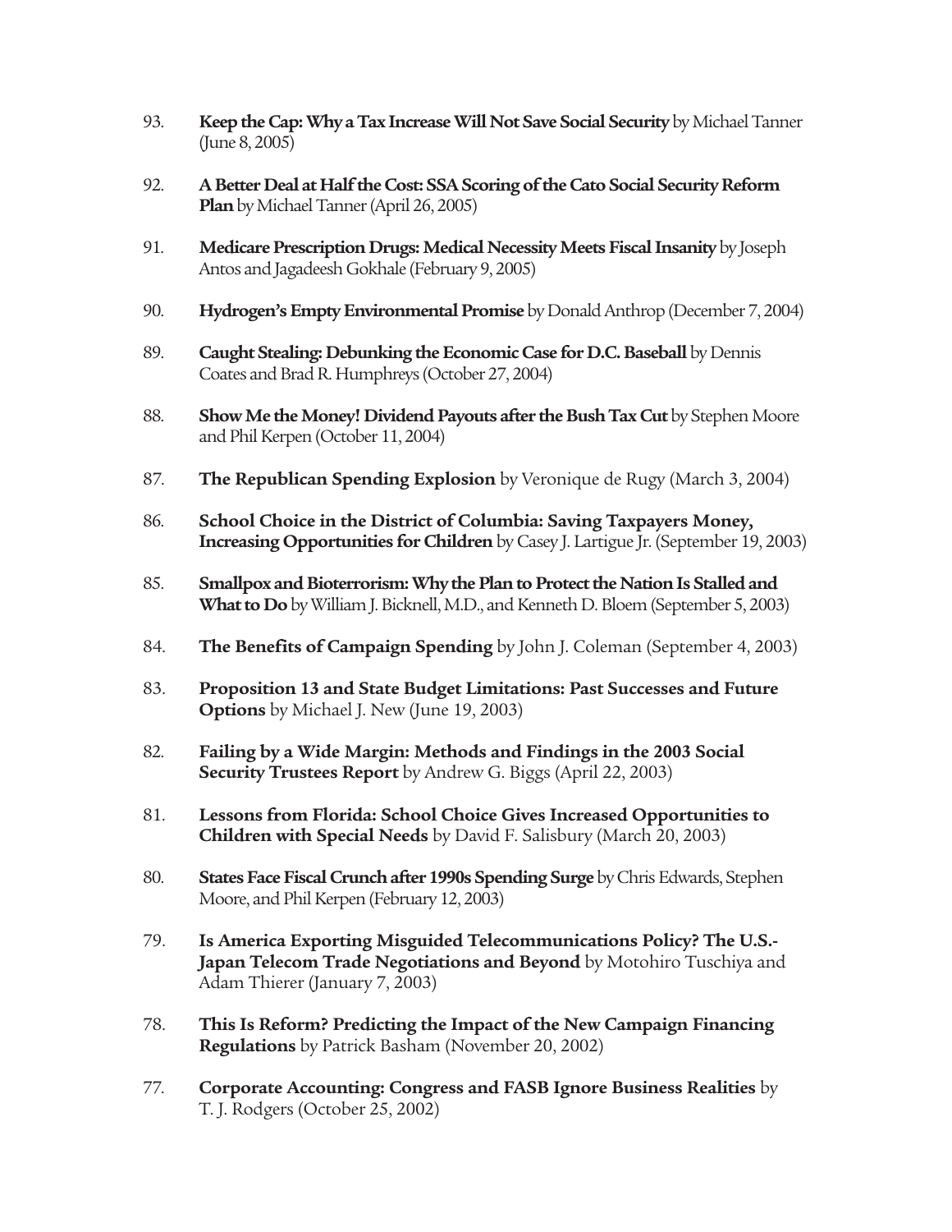93. **Keep the Cap: Why a Tax Increase Will Not Save Social Security** by Michael Tanner (June 8, 2005)

92. **A Better Deal at Half the Cost: SSA Scoring of the Cato Social Security Reform Plan** by Michael Tanner (April 26, 2005)

91. **Medicare Prescription Drugs: Medical Necessity Meets Fiscal Insanity** by Joseph Antos and Jagadeesh Gokhale (February 9, 2005)

90. **Hydrogen's Empty Environmental Promise** by Donald Anthrop (December 7, 2004)

89. **Caught Stealing: Debunking the Economic Case for D.C. Baseball** by Dennis Coates and Brad R. Humphreys (October 27, 2004)

88. **Show Me the Money! Dividend Payouts after the Bush Tax Cut** by Stephen Moore and Phil Kerpen (October 11, 2004)

87. **The Republican Spending Explosion** by Veronique de Rugy (March 3, 2004)

86. **School Choice in the District of Columbia: Saving Taxpayers Money, Increasing Opportunities for Children** by Casey J. Lartigue Jr. (September 19, 2003)

85. **Smallpox and Bioterrorism: Why the Plan to Protect the Nation Is Stalled and What to Do** by William J. Bicknell, M.D., and Kenneth D. Bloem (September 5, 2003)

84. **The Benefits of Campaign Spending** by John J. Coleman (September 4, 2003)

83. **Proposition 13 and State Budget Limitations: Past Successes and Future Options** by Michael J. New (June 19, 2003)

82. **Failing by a Wide Margin: Methods and Findings in the 2003 Social Security Trustees Report** by Andrew G. Biggs (April 22, 2003)

81. **Lessons from Florida: School Choice Gives Increased Opportunities to Children with Special Needs** by David F. Salisbury (March 20, 2003)

80. **States Face Fiscal Crunch after 1990s Spending Surge** by Chris Edwards, Stephen Moore, and Phil Kerpen (February 12, 2003)

79. **Is America Exporting Misguided Telecommunications Policy? The U.S.-Japan Telecom Trade Negotiations and Beyond** by Motohiro Tuschiya and Adam Thierer (January 7, 2003)

78. **This Is Reform? Predicting the Impact of the New Campaign Financing Regulations** by Patrick Basham (November 20, 2002)

77. **Corporate Accounting: Congress and FASB Ignore Business Realities** by T. J. Rodgers (October 25, 2002)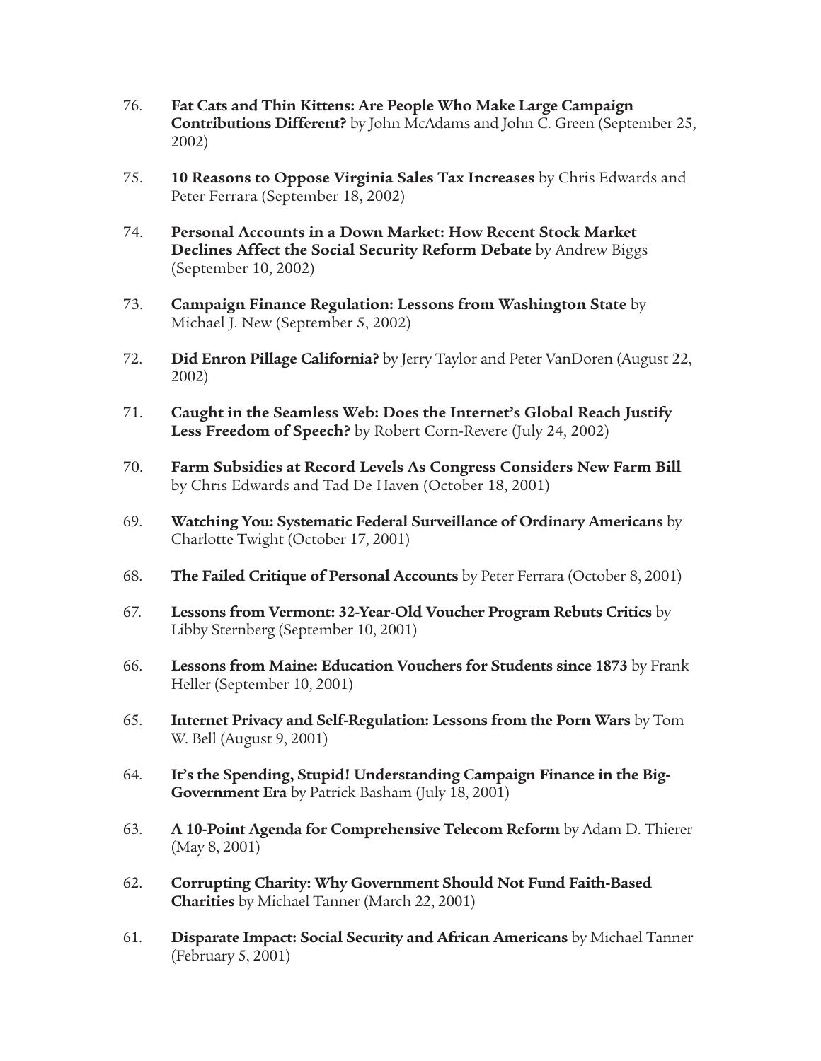76. **Fat Cats and Thin Kittens: Are People Who Make Large Campaign Contributions Different?** by John McAdams and John C. Green (September 25, 2002)

75. **10 Reasons to Oppose Virginia Sales Tax Increases** by Chris Edwards and Peter Ferrara (September 18, 2002)

74. **Personal Accounts in a Down Market: How Recent Stock Market Declines Affect the Social Security Reform Debate** by Andrew Biggs (September 10, 2002)

73. **Campaign Finance Regulation: Lessons from Washington State** by Michael J. New (September 5, 2002)

72. **Did Enron Pillage California?** by Jerry Taylor and Peter VanDoren (August 22, 2002)

71. **Caught in the Seamless Web: Does the Internet's Global Reach Justify Less Freedom of Speech?** by Robert Corn-Revere (July 24, 2002)

70. **Farm Subsidies at Record Levels As Congress Considers New Farm Bill** by Chris Edwards and Tad De Haven (October 18, 2001)

69. **Watching You: Systematic Federal Surveillance of Ordinary Americans** by Charlotte Twight (October 17, 2001)

68. **The Failed Critique of Personal Accounts** by Peter Ferrara (October 8, 2001)

67. **Lessons from Vermont: 32-Year-Old Voucher Program Rebuts Critics** by Libby Sternberg (September 10, 2001)

66. **Lessons from Maine: Education Vouchers for Students since 1873** by Frank Heller (September 10, 2001)

65. **Internet Privacy and Self-Regulation: Lessons from the Porn Wars** by Tom W. Bell (August 9, 2001)

64. **It's the Spending, Stupid! Understanding Campaign Finance in the Big-Government Era** by Patrick Basham (July 18, 2001)

63. **A 10-Point Agenda for Comprehensive Telecom Reform** by Adam D. Thierer (May 8, 2001)

62. **Corrupting Charity: Why Government Should Not Fund Faith-Based Charities** by Michael Tanner (March 22, 2001)

61. **Disparate Impact: Social Security and African Americans** by Michael Tanner (February 5, 2001)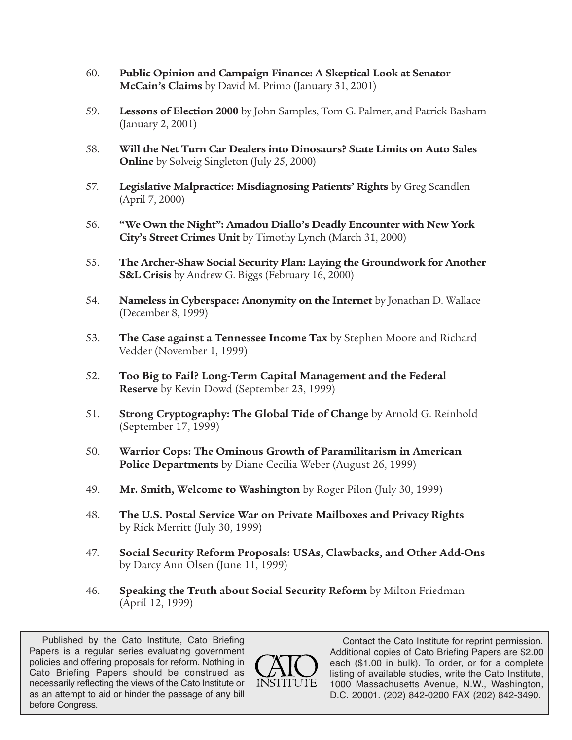60. **Public Opinion and Campaign Finance: A Skeptical Look at Senator McCain's Claims** by David M. Primo (January 31, 2001)

59. **Lessons of Election 2000** by John Samples, Tom G. Palmer, and Patrick Basham (January 2, 2001)

58. **Will the Net Turn Car Dealers into Dinosaurs? State Limits on Auto Sales Online** by Solveig Singleton (July 25, 2000)

57. **Legislative Malpractice: Misdiagnosing Patients' Rights** by Greg Scandlen (April 7, 2000)

56. **"We Own the Night": Amadou Diallo's Deadly Encounter with New York City's Street Crimes Unit** by Timothy Lynch (March 31, 2000)

55. **The Archer-Shaw Social Security Plan: Laying the Groundwork for Another S&L Crisis** by Andrew G. Biggs (February 16, 2000)

54. **Nameless in Cyberspace: Anonymity on the Internet** by Jonathan D. Wallace (December 8, 1999)

53. **The Case against a Tennessee Income Tax** by Stephen Moore and Richard Vedder (November 1, 1999)

52. **Too Big to Fail? Long-Term Capital Management and the Federal Reserve** by Kevin Dowd (September 23, 1999)

51. **Strong Cryptography: The Global Tide of Change** by Arnold G. Reinhold (September 17, 1999)

50. **Warrior Cops: The Ominous Growth of Paramilitarism in American Police Departments** by Diane Cecilia Weber (August 26, 1999)

49. **Mr. Smith, Welcome to Washington** by Roger Pilon (July 30, 1999)

48. **The U.S. Postal Service War on Private Mailboxes and Privacy Rights** by Rick Merritt (July 30, 1999)

47. **Social Security Reform Proposals: USAs, Clawbacks, and Other Add-Ons** by Darcy Ann Olsen (June 11, 1999)

46. **Speaking the Truth about Social Security Reform** by Milton Friedman (April 12, 1999)

---

Published by the Cato Institute, Cato Briefing Papers is a regular series evaluating government policies and offering proposals for reform. Nothing in Cato Briefing Papers should be construed as necessarily reflecting the views of the Cato Institute or as an attempt to aid or hinder the passage of any bill before Congress.

CATO INSTITUTE

Contact the Cato Institute for reprint permission. Additional copies of Cato Briefing Papers are $2.00 each ($1.00 in bulk). To order, or for a complete listing of available studies, write the Cato Institute, 1000 Massachusetts Avenue, N.W., Washington, D.C. 20001. (202) 842-0200 FAX (202) 842-3490.